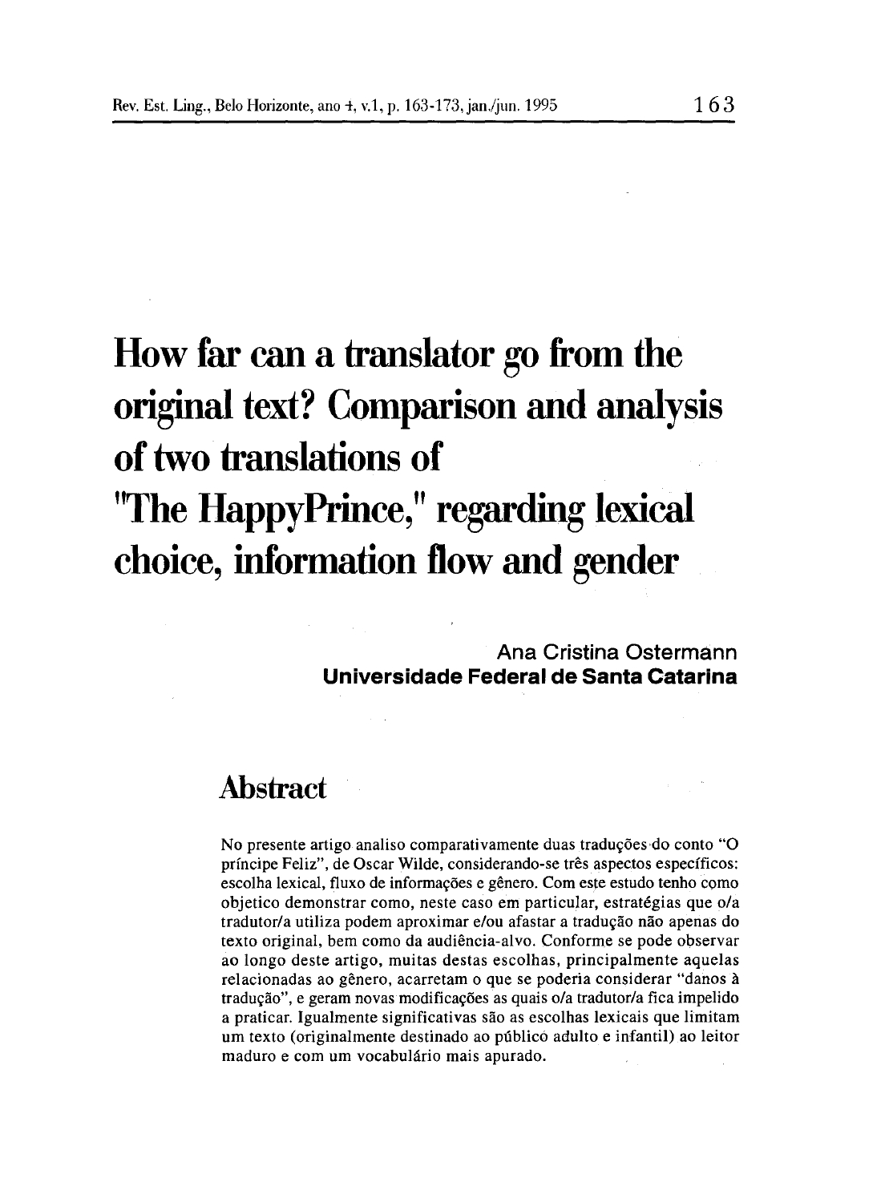# How far can a translator go from the original text? Comparison and analysis of two translations of "The HappyPrince," regarding lexical choice, information flow and gender

**Ana Cristina Ostermann**
**Universidade Federal de Santa Catarina**

## Abstract

No presente artigo analiso comparativamente duas traduções do conto "O príncipe Feliz", de Oscar Wilde, considerando-se três aspectos específicos: escolha lexical, fluxo de informações e gênero. Com este estudo tenho como objetico demonstrar como, neste caso em particular, estratégias que o/a tradutor/a utiliza podem aproximar e/ou afastar a tradução não apenas do texto original, bem como da audiência-alvo. Conforme se pode observar ao longo deste artigo, muitas destas escolhas, principalmente aquelas relacionadas ao gênero, acarretam o que se poderia considerar "danos à tradução", e geram novas modificações as quais o/a tradutor/a fica impelido a praticar. Igualmente significativas são as escolhas lexicais que limitam um texto (originalmente destinado ao público adulto e infantil) ao leitor maduro e com um vocabulário mais apurado.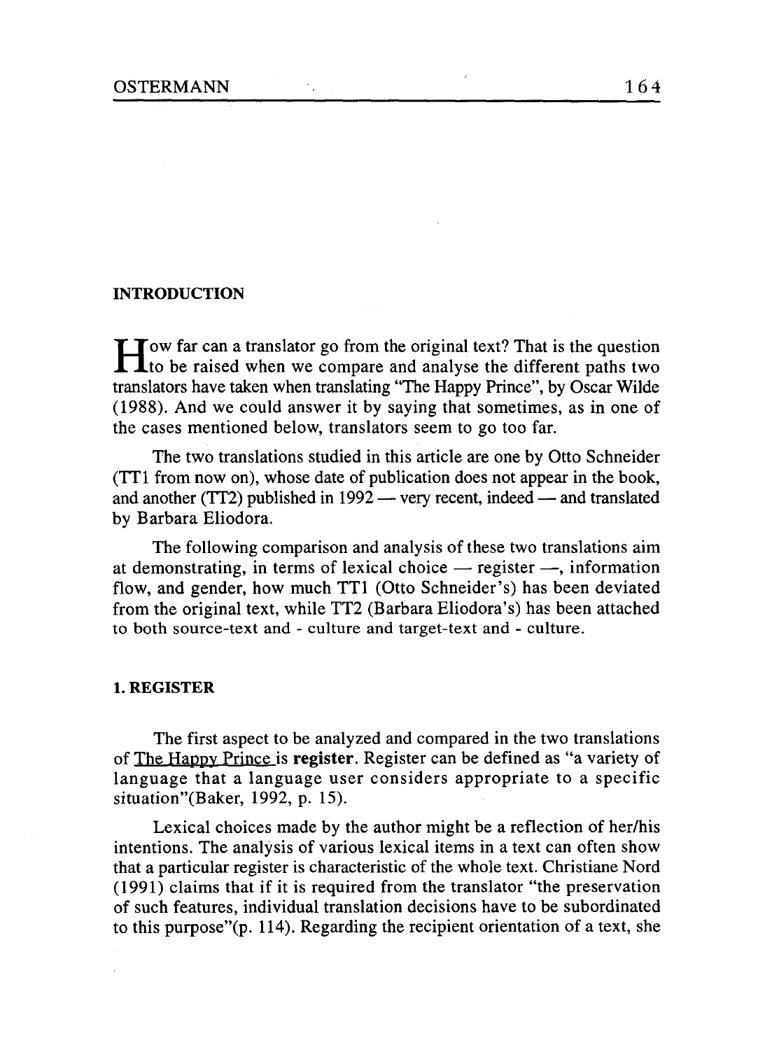## INTRODUCTION

How far can a translator go from the original text? That is the question to be raised when we compare and analyse the different paths two translators have taken when translating "The Happy Prince", by Oscar Wilde (1988). And we could answer it by saying that sometimes, as in one of the cases mentioned below, translators seem to go too far.

The two translations studied in this article are one by Otto Schneider (TT1 from now on), whose date of publication does not appear in the book, and another (TT2) published in 1992 — very recent, indeed — and translated by Barbara Eliodora.

The following comparison and analysis of these two translations aim at demonstrating, in terms of lexical choice — register —, information flow, and gender, how much TT1 (Otto Schneider's) has been deviated from the original text, while TT2 (Barbara Eliodora's) has been attached to both source-text and - culture and target-text and - culture.

## 1. REGISTER

The first aspect to be analyzed and compared in the two translations of The Happy Prince is **register**. Register can be defined as "a variety of language that a language user considers appropriate to a specific situation"(Baker, 1992, p. 15).

Lexical choices made by the author might be a reflection of her/his intentions. The analysis of various lexical items in a text can often show that a particular register is characteristic of the whole text. Christiane Nord (1991) claims that if it is required from the translator "the preservation of such features, individual translation decisions have to be subordinated to this purpose"(p. 114). Regarding the recipient orientation of a text, she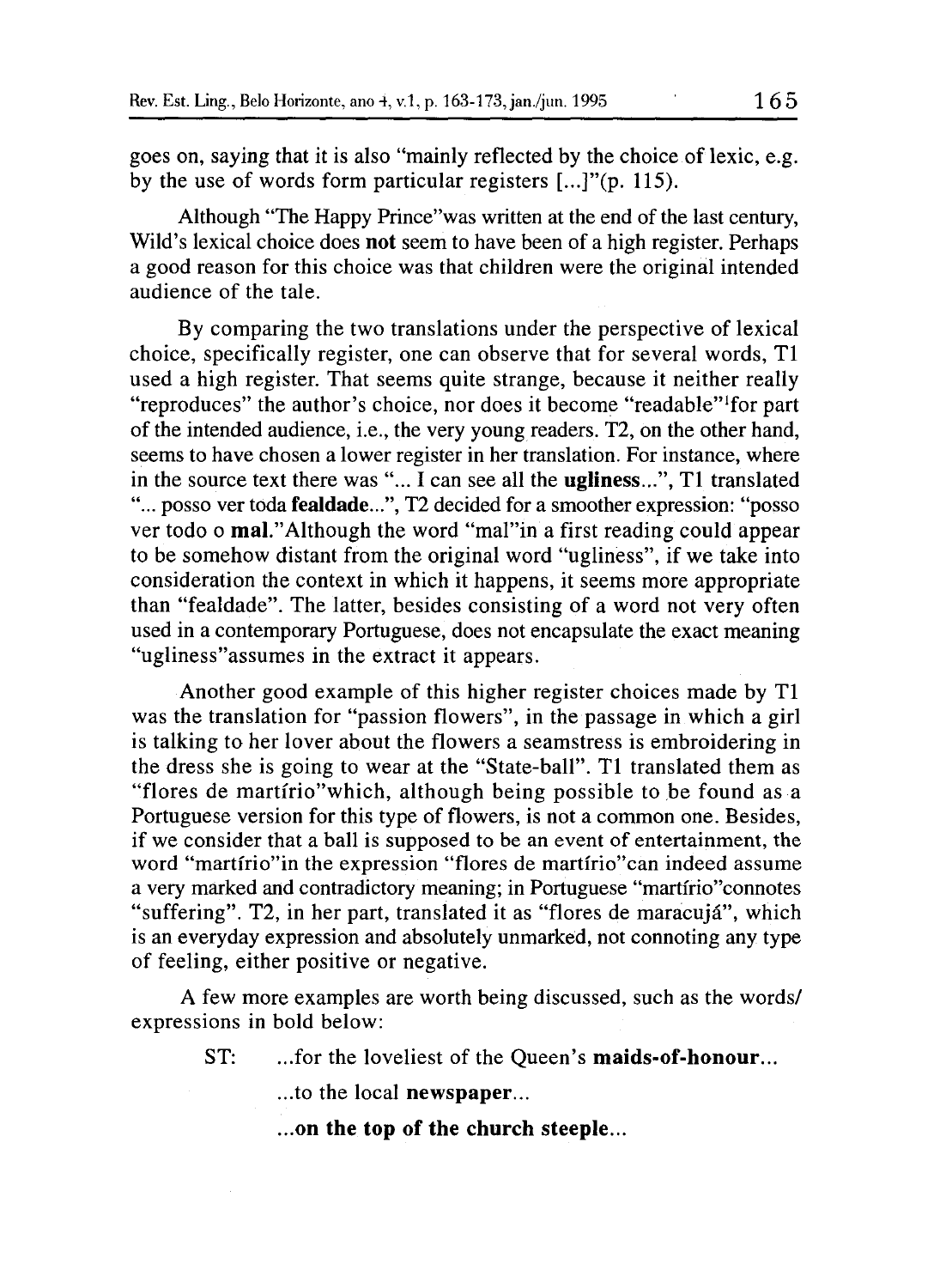goes on, saying that it is also "mainly reflected by the choice of lexic, e.g. by the use of words form particular registers [...]"(p. 115).

Although "The Happy Prince"was written at the end of the last century, Wild's lexical choice does **not** seem to have been of a high register. Perhaps a good reason for this choice was that children were the original intended audience of the tale.

By comparing the two translations under the perspective of lexical choice, specifically register, one can observe that for several words, T1 used a high register. That seems quite strange, because it neither really "reproduces" the author's choice, nor does it become "readable"[1]for part of the intended audience, i.e., the very young readers. T2, on the other hand, seems to have chosen a lower register in her translation. For instance, where in the source text there was "... I can see all the **ugliness**...", T1 translated "... posso ver toda **fealdade**...", T2 decided for a smoother expression: "posso ver todo o **mal**."Although the word "mal"in a first reading could appear to be somehow distant from the original word "ugliness", if we take into consideration the context in which it happens, it seems more appropriate than "fealdade". The latter, besides consisting of a word not very often used in a contemporary Portuguese, does not encapsulate the exact meaning "ugliness"assumes in the extract it appears.

Another good example of this higher register choices made by T1 was the translation for "passion flowers", in the passage in which a girl is talking to her lover about the flowers a seamstress is embroidering in the dress she is going to wear at the "State-ball". T1 translated them as "flores de martírio"which, although being possible to be found as a Portuguese version for this type of flowers, is not a common one. Besides, if we consider that a ball is supposed to be an event of entertainment, the word "martírio"in the expression "flores de martírio"can indeed assume a very marked and contradictory meaning; in Portuguese "martírio"connotes "suffering". T2, in her part, translated it as "flores de maracujá", which is an everyday expression and absolutely unmarked, not connoting any type of feeling, either positive or negative.

A few more examples are worth being discussed, such as the words/ expressions in bold below:

ST: ...for the loveliest of the Queen's **maids-of-honour**...

...to the local **newspaper**...

**...on the top of the church steeple...**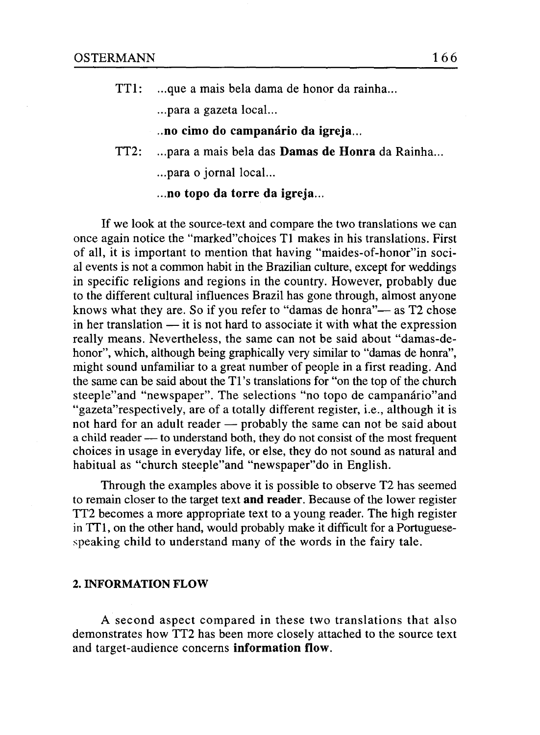TT1: ...que a mais bela dama de honor da rainha...

...para a gazeta local...

..**no cimo do campanário da igreja**...

TT2: ...para a mais bela das **Damas de Honra** da Rainha...

...para o jornal local...

...**no topo da torre da igreja**...

If we look at the source-text and compare the two translations we can once again notice the "marked"choices T1 makes in his translations. First of all, it is important to mention that having "maides-of-honor"in social events is not a common habit in the Brazilian culture, except for weddings in specific religions and regions in the country. However, probably due to the different cultural influences Brazil has gone through, almost anyone knows what they are. So if you refer to "damas de honra"— as T2 chose in her translation — it is not hard to associate it with what the expression really means. Nevertheless, the same can not be said about "damas-de-honor", which, although being graphically very similar to "damas de honra", might sound unfamiliar to a great number of people in a first reading. And the same can be said about the T1's translations for "on the top of the church steeple"and "newspaper". The selections "no topo de campanário"and "gazeta"respectively, are of a totally different register, i.e., although it is not hard for an adult reader — probably the same can not be said about a child reader — to understand both, they do not consist of the most frequent choices in usage in everyday life, or else, they do not sound as natural and habitual as "church steeple"and "newspaper"do in English.

Through the examples above it is possible to observe T2 has seemed to remain closer to the target text **and reader**. Because of the lower register TT2 becomes a more appropriate text to a young reader. The high register in TT1, on the other hand, would probably make it difficult for a Portuguese-speaking child to understand many of the words in the fairy tale.

## 2. INFORMATION FLOW

A second aspect compared in these two translations that also demonstrates how TT2 has been more closely attached to the source text and target-audience concerns **information flow**.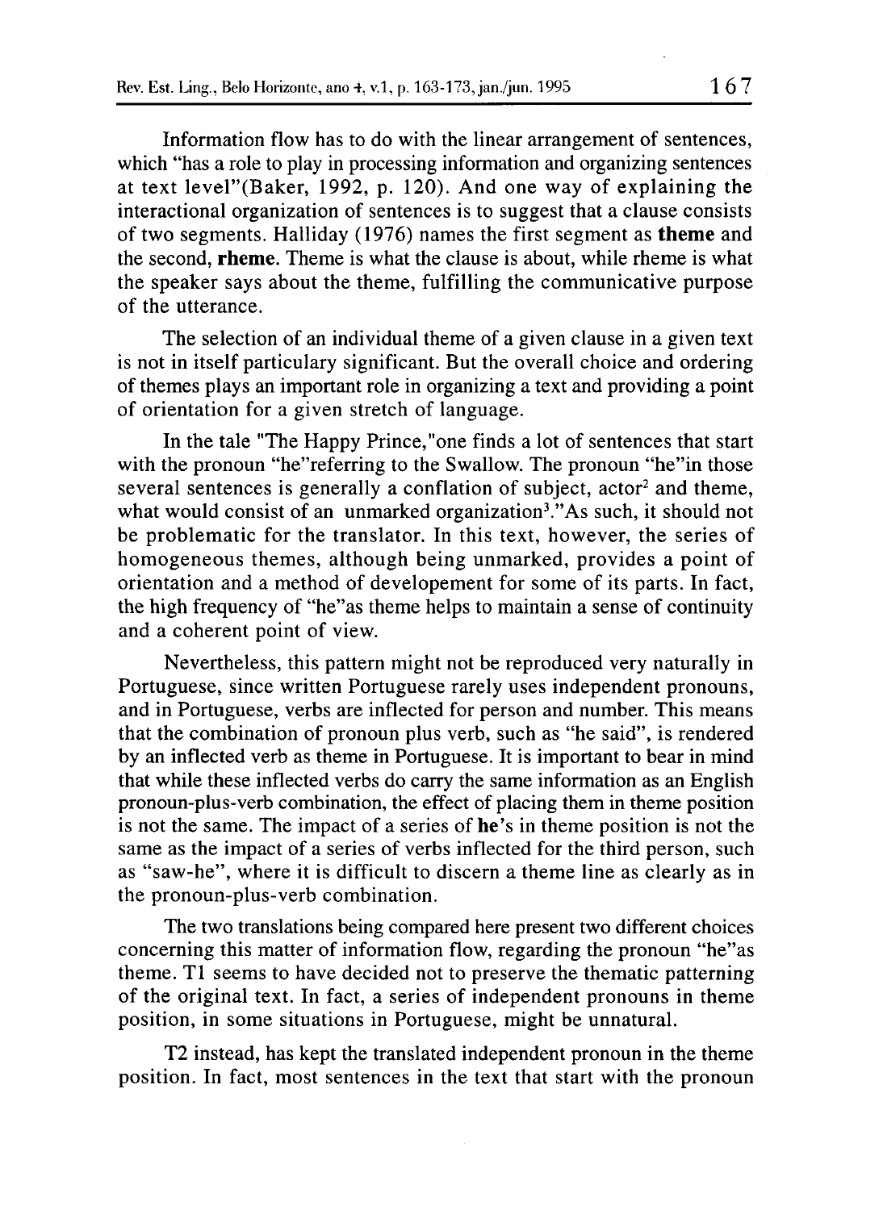Information flow has to do with the linear arrangement of sentences, which "has a role to play in processing information and organizing sentences at text level"(Baker, 1992, p. 120). And one way of explaining the interactional organization of sentences is to suggest that a clause consists of two segments. Halliday (1976) names the first segment as **theme** and the second, **rheme**. Theme is what the clause is about, while rheme is what the speaker says about the theme, fulfilling the communicative purpose of the utterance.

The selection of an individual theme of a given clause in a given text is not in itself particulary significant. But the overall choice and ordering of themes plays an important role in organizing a text and providing a point of orientation for a given stretch of language.

In the tale "The Happy Prince,"one finds a lot of sentences that start with the pronoun "he"referring to the Swallow. The pronoun "he"in those several sentences is generally a conflation of subject, actor[2] and theme, what would consist of an unmarked organization[3]."As such, it should not be problematic for the translator. In this text, however, the series of homogeneous themes, although being unmarked, provides a point of orientation and a method of developement for some of its parts. In fact, the high frequency of "he"as theme helps to maintain a sense of continuity and a coherent point of view.

Nevertheless, this pattern might not be reproduced very naturally in Portuguese, since written Portuguese rarely uses independent pronouns, and in Portuguese, verbs are inflected for person and number. This means that the combination of pronoun plus verb, such as "he said", is rendered by an inflected verb as theme in Portuguese. It is important to bear in mind that while these inflected verbs do carry the same information as an English pronoun-plus-verb combination, the effect of placing them in theme position is not the same. The impact of a series of **he**'s in theme position is not the same as the impact of a series of verbs inflected for the third person, such as "saw-he", where it is difficult to discern a theme line as clearly as in the pronoun-plus-verb combination.

The two translations being compared here present two different choices concerning this matter of information flow, regarding the pronoun "he"as theme. T1 seems to have decided not to preserve the thematic patterning of the original text. In fact, a series of independent pronouns in theme position, in some situations in Portuguese, might be unnatural.

T2 instead, has kept the translated independent pronoun in the theme position. In fact, most sentences in the text that start with the pronoun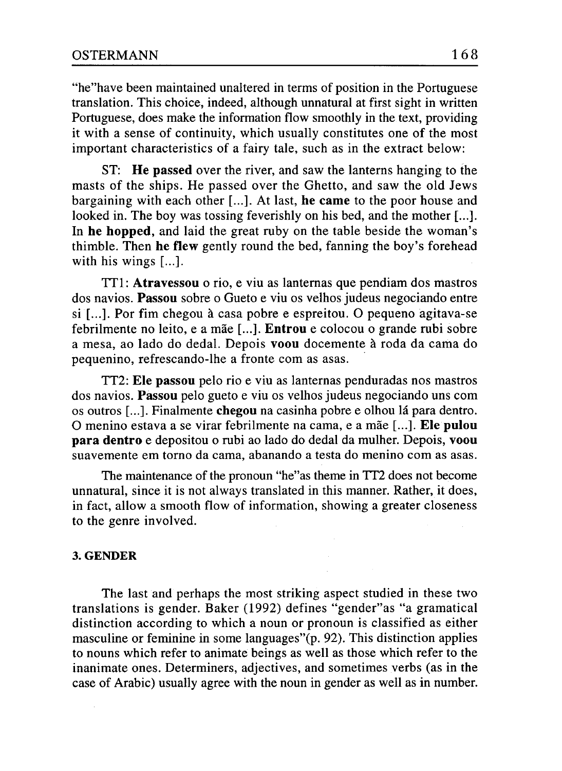"he"have been maintained unaltered in terms of position in the Portuguese translation. This choice, indeed, although unnatural at first sight in written Portuguese, does make the information flow smoothly in the text, providing it with a sense of continuity, which usually constitutes one of the most important characteristics of a fairy tale, such as in the extract below:

ST: **He passed** over the river, and saw the lanterns hanging to the masts of the ships. He passed over the Ghetto, and saw the old Jews bargaining with each other [...]. At last, **he came** to the poor house and looked in. The boy was tossing feverishly on his bed, and the mother [...]. In **he hopped**, and laid the great ruby on the table beside the woman's thimble. Then **he flew** gently round the bed, fanning the boy's forehead with his wings [...].

TT1: **Atravessou** o rio, e viu as lanternas que pendiam dos mastros dos navios. **Passou** sobre o Gueto e viu os velhos judeus negociando entre si [...]. Por fim chegou à casa pobre e espreitou. O pequeno agitava-se febrilmente no leito, e a mãe [...]. **Entrou** e colocou o grande rubi sobre a mesa, ao lado do dedal. Depois **voou** docemente à roda da cama do pequenino, refrescando-lhe a fronte com as asas.

TT2: **Ele passou** pelo rio e viu as lanternas penduradas nos mastros dos navios. **Passou** pelo gueto e viu os velhos judeus negociando uns com os outros [...]. Finalmente **chegou** na casinha pobre e olhou lá para dentro. O menino estava a se virar febrilmente na cama, e a mãe [...]. **Ele pulou para dentro** e depositou o rubi ao lado do dedal da mulher. Depois, **voou** suavemente em torno da cama, abanando a testa do menino com as asas.

The maintenance of the pronoun "he"as theme in TT2 does not become unnatural, since it is not always translated in this manner. Rather, it does, in fact, allow a smooth flow of information, showing a greater closeness to the genre involved.

### 3. GENDER

The last and perhaps the most striking aspect studied in these two translations is gender. Baker (1992) defines "gender"as "a gramatical distinction according to which a noun or pronoun is classified as either masculine or feminine in some languages"(p. 92). This distinction applies to nouns which refer to animate beings as well as those which refer to the inanimate ones. Determiners, adjectives, and sometimes verbs (as in the case of Arabic) usually agree with the noun in gender as well as in number.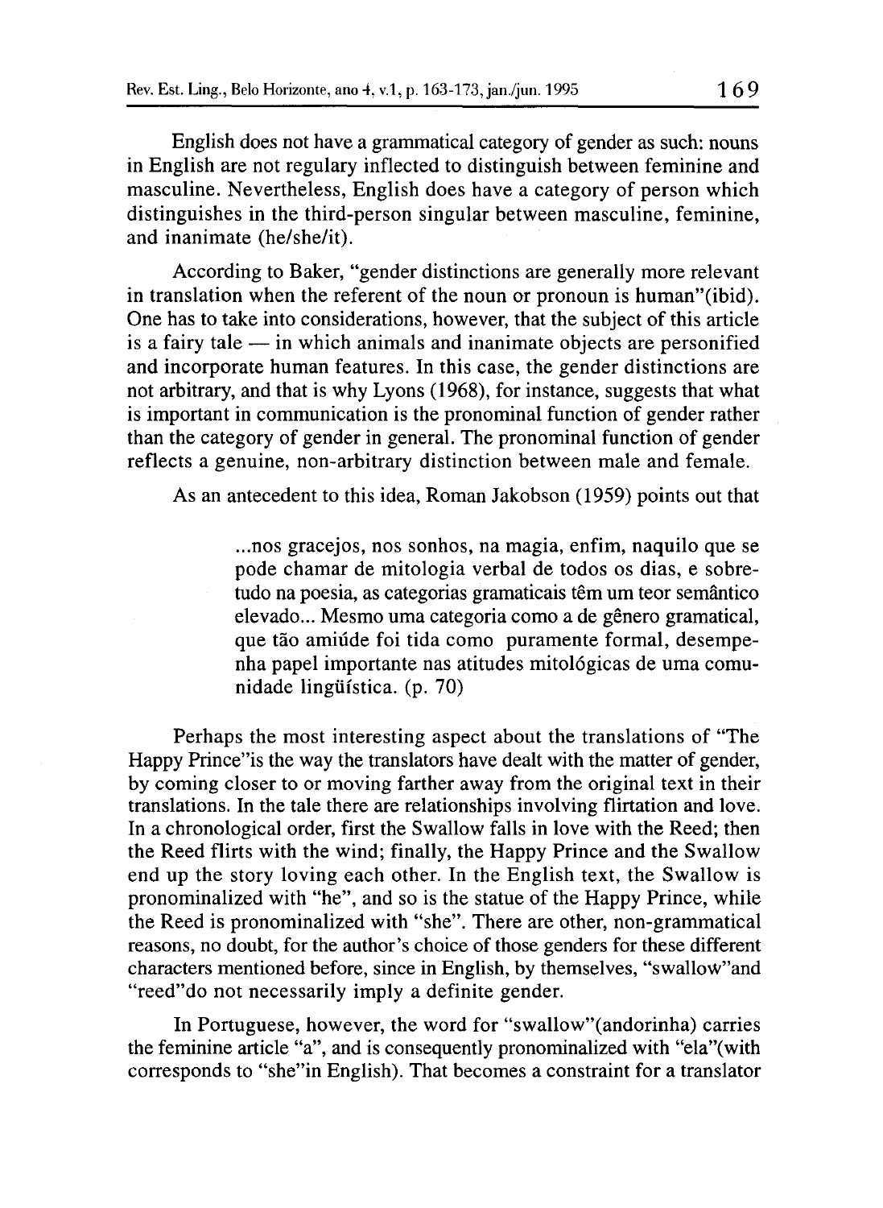English does not have a grammatical category of gender as such: nouns in English are not regulary inflected to distinguish between feminine and masculine. Nevertheless, English does have a category of person which distinguishes in the third-person singular between masculine, feminine, and inanimate (he/she/it).

According to Baker, "gender distinctions are generally more relevant in translation when the referent of the noun or pronoun is human"(ibid). One has to take into considerations, however, that the subject of this article is a fairy tale — in which animals and inanimate objects are personified and incorporate human features. In this case, the gender distinctions are not arbitrary, and that is why Lyons (1968), for instance, suggests that what is important in communication is the pronominal function of gender rather than the category of gender in general. The pronominal function of gender reflects a genuine, non-arbitrary distinction between male and female.

As an antecedent to this idea, Roman Jakobson (1959) points out that

> ...nos gracejos, nos sonhos, na magia, enfim, naquilo que se pode chamar de mitologia verbal de todos os dias, e sobretudo na poesia, as categorias gramaticais têm um teor semântico elevado... Mesmo uma categoria como a de gênero gramatical, que tão amiúde foi tida como puramente formal, desempenha papel importante nas atitudes mitológicas de uma comunidade lingüística. (p. 70)

Perhaps the most interesting aspect about the translations of "The Happy Prince"is the way the translators have dealt with the matter of gender, by coming closer to or moving farther away from the original text in their translations. In the tale there are relationships involving flirtation and love. In a chronological order, first the Swallow falls in love with the Reed; then the Reed flirts with the wind; finally, the Happy Prince and the Swallow end up the story loving each other. In the English text, the Swallow is pronominalized with "he", and so is the statue of the Happy Prince, while the Reed is pronominalized with "she". There are other, non-grammatical reasons, no doubt, for the author's choice of those genders for these different characters mentioned before, since in English, by themselves, "swallow"and "reed"do not necessarily imply a definite gender.

In Portuguese, however, the word for "swallow"(andorinha) carries the feminine article "a", and is consequently pronominalized with "ela"(with corresponds to "she"in English). That becomes a constraint for a translator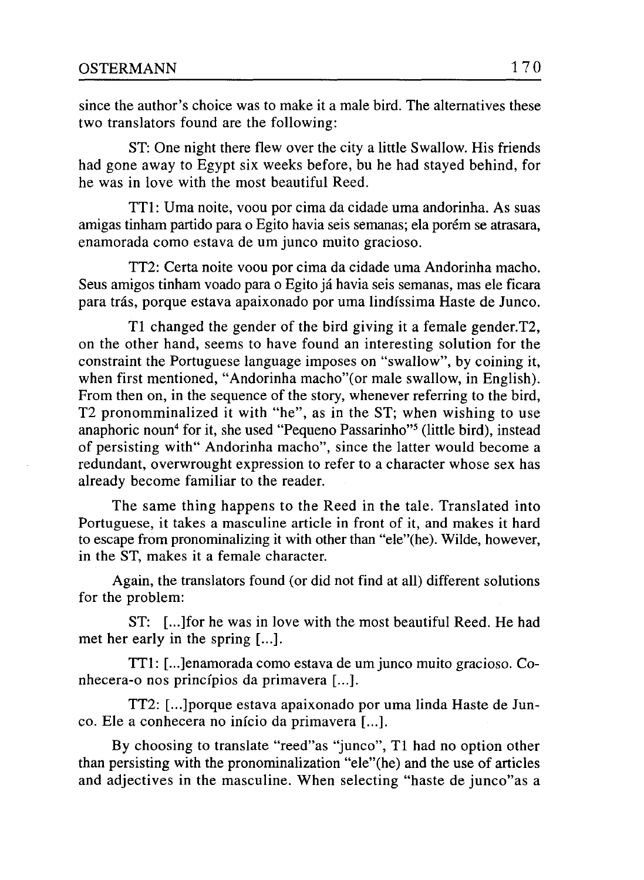since the author's choice was to make it a male bird. The alternatives these two translators found are the following:

ST: One night there flew over the city a little Swallow. His friends had gone away to Egypt six weeks before, bu he had stayed behind, for he was in love with the most beautiful Reed.

TT1: Uma noite, voou por cima da cidade uma andorinha. As suas amigas tinham partido para o Egito havia seis semanas; ela porém se atrasara, enamorada como estava de um junco muito gracioso.

TT2: Certa noite voou por cima da cidade uma Andorinha macho. Seus amigos tinham voado para o Egito já havia seis semanas, mas ele ficara para trás, porque estava apaixonado por uma lindíssima Haste de Junco.

T1 changed the gender of the bird giving it a female gender.T2, on the other hand, seems to have found an interesting solution for the constraint the Portuguese language imposes on "swallow", by coining it, when first mentioned, "Andorinha macho"(or male swallow, in English). From then on, in the sequence of the story, whenever referring to the bird, T2 pronomminalized it with "he", as in the ST; when wishing to use anaphoric noun[4] for it, she used "Pequeno Passarinho"[5] (little bird), instead of persisting with" Andorinha macho", since the latter would become a redundant, overwrought expression to refer to a character whose sex has already become familiar to the reader.

The same thing happens to the Reed in the tale. Translated into Portuguese, it takes a masculine article in front of it, and makes it hard to escape from pronominalizing it with other than "ele"(he). Wilde, however, in the ST, makes it a female character.

Again, the translators found (or did not find at all) different solutions for the problem:

ST: [...]for he was in love with the most beautiful Reed. He had met her early in the spring [...].

TT1: [...]enamorada como estava de um junco muito gracioso. Conhecera-o nos princípios da primavera [...].

TT2: [...]porque estava apaixonado por uma linda Haste de Junco. Ele a conhecera no início da primavera [...].

By choosing to translate "reed"as "junco", T1 had no option other than persisting with the pronominalization "ele"(he) and the use of articles and adjectives in the masculine. When selecting "haste de junco"as a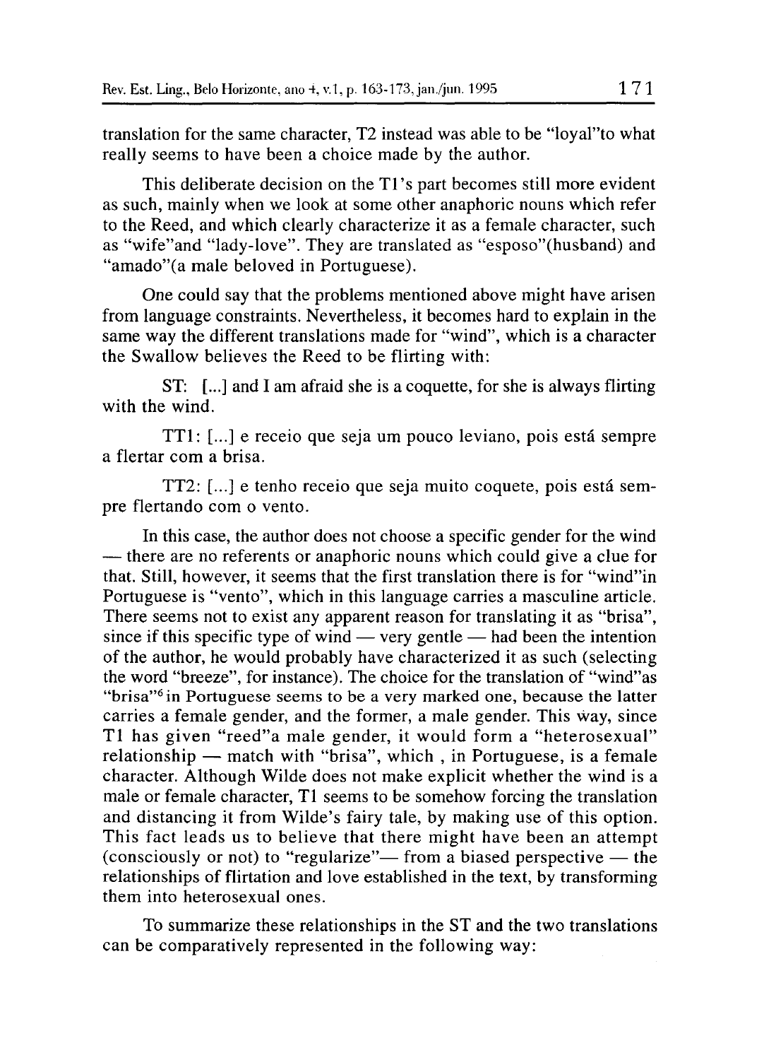translation for the same character, T2 instead was able to be "loyal"to what really seems to have been a choice made by the author.

This deliberate decision on the T1's part becomes still more evident as such, mainly when we look at some other anaphoric nouns which refer to the Reed, and which clearly characterize it as a female character, such as "wife"and "lady-love". They are translated as "esposo"(husband) and "amado"(a male beloved in Portuguese).

One could say that the problems mentioned above might have arisen from language constraints. Nevertheless, it becomes hard to explain in the same way the different translations made for "wind", which is a character the Swallow believes the Reed to be flirting with:

ST: [...] and I am afraid she is a coquette, for she is always flirting with the wind.

TT1: [...] e receio que seja um pouco leviano, pois está sempre a flertar com a brisa.

TT2: [...] e tenho receio que seja muito coquete, pois está sempre flertando com o vento.

In this case, the author does not choose a specific gender for the wind — there are no referents or anaphoric nouns which could give a clue for that. Still, however, it seems that the first translation there is for "wind"in Portuguese is "vento", which in this language carries a masculine article. There seems not to exist any apparent reason for translating it as "brisa", since if this specific type of wind — very gentle — had been the intention of the author, he would probably have characterized it as such (selecting the word "breeze", for instance). The choice for the translation of "wind"as "brisa"[6] in Portuguese seems to be a very marked one, because the latter carries a female gender, and the former, a male gender. This way, since T1 has given "reed"a male gender, it would form a "heterosexual" relationship — match with "brisa", which , in Portuguese, is a female character. Although Wilde does not make explicit whether the wind is a male or female character, T1 seems to be somehow forcing the translation and distancing it from Wilde's fairy tale, by making use of this option. This fact leads us to believe that there might have been an attempt (consciously or not) to "regularize"— from a biased perspective — the relationships of flirtation and love established in the text, by transforming them into heterosexual ones.

To summarize these relationships in the ST and the two translations can be comparatively represented in the following way: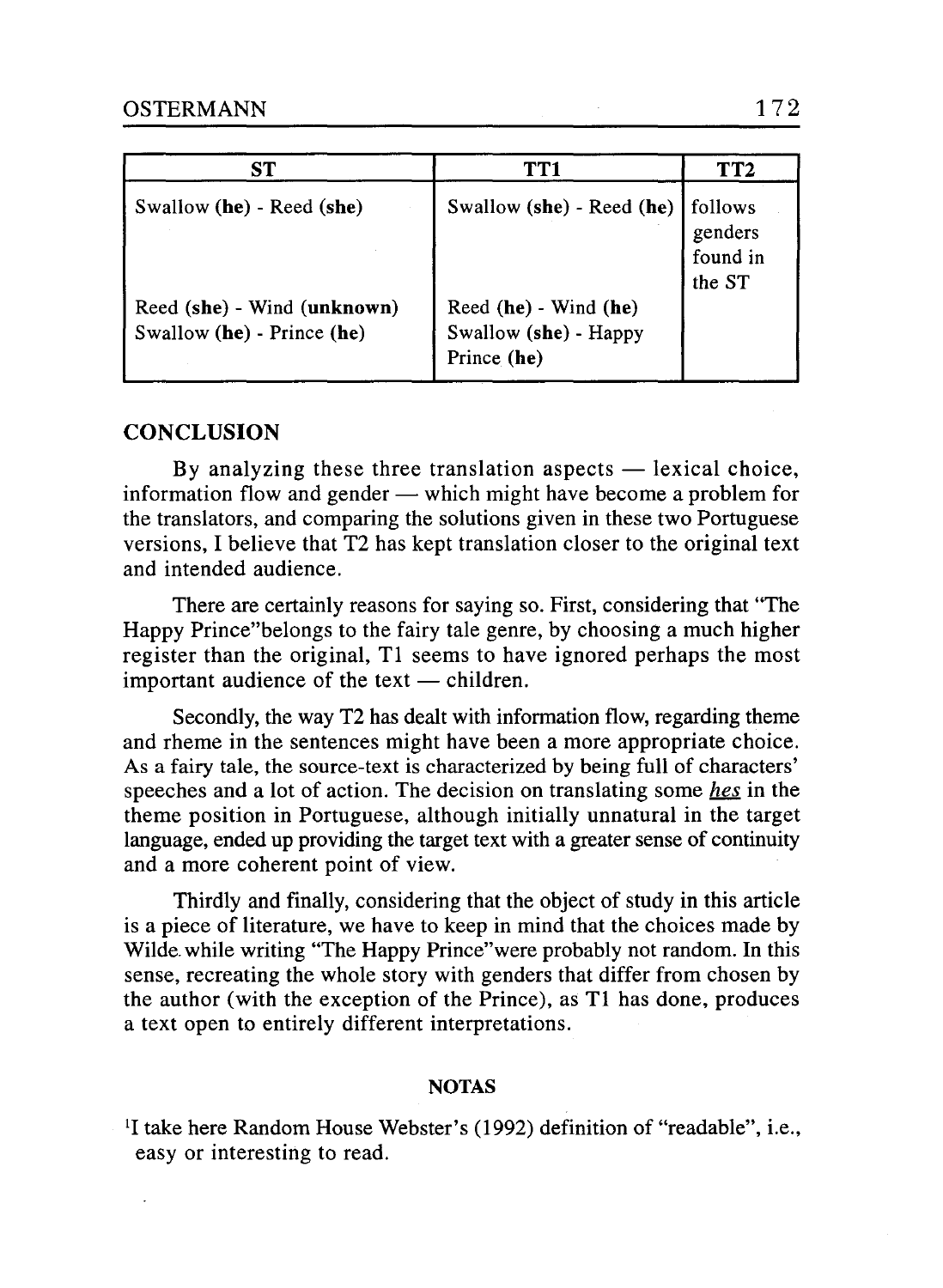| ST | TT1 | TT2 |
|---|---|---|
| Swallow **(he)** - Reed **(she)** | Swallow **(she)** - Reed **(he)** | follows genders found in the ST |
| Reed **(she)** - Wind **(unknown)** | Reed **(he)** - Wind **(he)** | |
| Swallow **(he)** - Prince **(he)** | Swallow **(she)** - Happy Prince **(he)** | |

## CONCLUSION

By analyzing these three translation aspects — lexical choice, information flow and gender — which might have become a problem for the translators, and comparing the solutions given in these two Portuguese versions, I believe that T2 has kept translation closer to the original text and intended audience.

There are certainly reasons for saying so. First, considering that "The Happy Prince"belongs to the fairy tale genre, by choosing a much higher register than the original, T1 seems to have ignored perhaps the most important audience of the text — children.

Secondly, the way T2 has dealt with information flow, regarding theme and rheme in the sentences might have been a more appropriate choice. As a fairy tale, the source-text is characterized by being full of characters' speeches and a lot of action. The decision on translating some *hes* in the theme position in Portuguese, although initially unnatural in the target language, ended up providing the target text with a greater sense of continuity and a more coherent point of view.

Thirdly and finally, considering that the object of study in this article is a piece of literature, we have to keep in mind that the choices made by Wilde while writing "The Happy Prince"were probably not random. In this sense, recreating the whole story with genders that differ from chosen by the author (with the exception of the Prince), as T1 has done, produces a text open to entirely different interpretations.

### NOTAS

[1]I take here Random House Webster's (1992) definition of "readable", i.e., easy or interesting to read.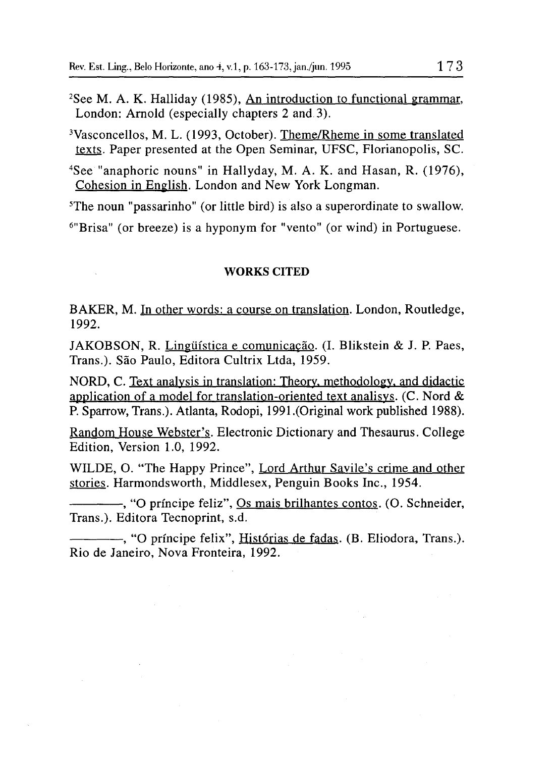[2]See M. A. K. Halliday (1985), An introduction to functional grammar, London: Arnold (especially chapters 2 and 3).

[3]Vasconcellos, M. L. (1993, October). Theme/Rheme in some translated texts. Paper presented at the Open Seminar, UFSC, Florianopolis, SC.

[4]See "anaphoric nouns" in Hallyday, M. A. K. and Hasan, R. (1976), Cohesion in English. London and New York Longman.

[5]The noun "passarinho" (or little bird) is also a superordinate to swallow.

[6]"Brisa" (or breeze) is a hyponym for "vento" (or wind) in Portuguese.

## WORKS CITED

BAKER, M. In other words: a course on translation. London, Routledge, 1992.

JAKOBSON, R. Lingüística e comunicação. (I. Blikstein & J. P. Paes, Trans.). São Paulo, Editora Cultrix Ltda, 1959.

NORD, C. Text analysis in translation: Theory, methodology, and didactic application of a model for translation-oriented text analisys. (C. Nord & P. Sparrow, Trans.). Atlanta, Rodopi, 1991.(Original work published 1988).

Random House Webster's. Electronic Dictionary and Thesaurus. College Edition, Version 1.0, 1992.

WILDE, O. "The Happy Prince", Lord Arthur Savile's crime and other stories. Harmondsworth, Middlesex, Penguin Books Inc., 1954.

————, "O príncipe feliz", Os mais brilhantes contos. (O. Schneider, Trans.). Editora Tecnoprint, s.d.

————, "O príncipe felix", Histórias de fadas. (B. Eliodora, Trans.). Rio de Janeiro, Nova Fronteira, 1992.